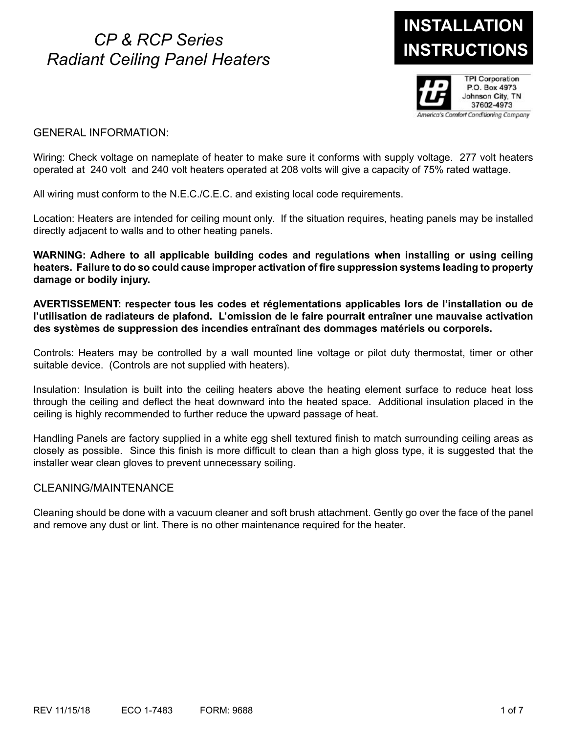# CP & RCP Series Radiant Ceiling Panel Heaters

**INSTALLATION INSTRUCTIONS**

TPI Corporation
P.O. Box 4973
Johnson City, TN
37602-4973
America's Comfort Conditioning Company

## GENERAL INFORMATION:

Wiring: Check voltage on nameplate of heater to make sure it conforms with supply voltage. 277 volt heaters operated at 240 volt and 240 volt heaters operated at 208 volts will give a capacity of 75% rated wattage.

All wiring must conform to the N.E.C./C.E.C. and existing local code requirements.

Location: Heaters are intended for ceiling mount only. If the situation requires, heating panels may be installed directly adjacent to walls and to other heating panels.

**WARNING: Adhere to all applicable building codes and regulations when installing or using ceiling heaters. Failure to do so could cause improper activation of fire suppression systems leading to property damage or bodily injury.**

**AVERTISSEMENT: respecter tous les codes et réglementations applicables lors de l'installation ou de l'utilisation de radiateurs de plafond. L'omission de le faire pourrait entraîner une mauvaise activation des systèmes de suppression des incendies entraînant des dommages matériels ou corporels.**

Controls: Heaters may be controlled by a wall mounted line voltage or pilot duty thermostat, timer or other suitable device. (Controls are not supplied with heaters).

Insulation: Insulation is built into the ceiling heaters above the heating element surface to reduce heat loss through the ceiling and deflect the heat downward into the heated space. Additional insulation placed in the ceiling is highly recommended to further reduce the upward passage of heat.

Handling Panels are factory supplied in a white egg shell textured finish to match surrounding ceiling areas as closely as possible. Since this finish is more difficult to clean than a high gloss type, it is suggested that the installer wear clean gloves to prevent unnecessary soiling.

## CLEANING/MAINTENANCE

Cleaning should be done with a vacuum cleaner and soft brush attachment. Gently go over the face of the panel and remove any dust or lint. There is no other maintenance required for the heater.

REV 11/15/18 ECO 1-7483 FORM: 9688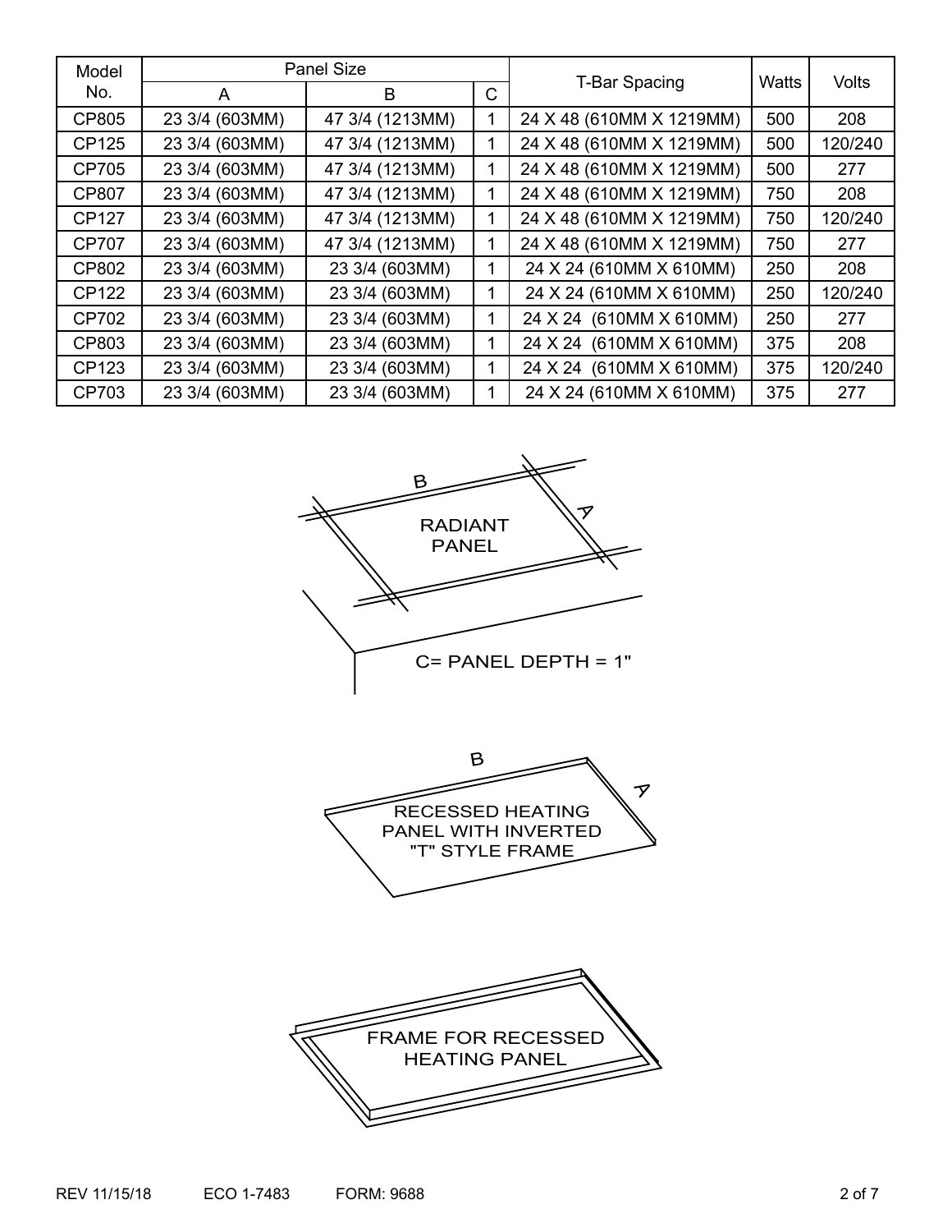| Model No. | Panel Size | | | T-Bar Spacing | Watts | Volts |
|---|---|---|---|---|---|---|
| | A | B | C | | | |
| CP805 | 23 3/4 (603MM) | 47 3/4 (1213MM) | 1 | 24 X 48 (610MM X 1219MM) | 500 | 208 |
| CP125 | 23 3/4 (603MM) | 47 3/4 (1213MM) | 1 | 24 X 48 (610MM X 1219MM) | 500 | 120/240 |
| CP705 | 23 3/4 (603MM) | 47 3/4 (1213MM) | 1 | 24 X 48 (610MM X 1219MM) | 500 | 277 |
| CP807 | 23 3/4 (603MM) | 47 3/4 (1213MM) | 1 | 24 X 48 (610MM X 1219MM) | 750 | 208 |
| CP127 | 23 3/4 (603MM) | 47 3/4 (1213MM) | 1 | 24 X 48 (610MM X 1219MM) | 750 | 120/240 |
| CP707 | 23 3/4 (603MM) | 47 3/4 (1213MM) | 1 | 24 X 48 (610MM X 1219MM) | 750 | 277 |
| CP802 | 23 3/4 (603MM) | 23 3/4 (603MM) | 1 | 24 X 24 (610MM X 610MM) | 250 | 208 |
| CP122 | 23 3/4 (603MM) | 23 3/4 (603MM) | 1 | 24 X 24 (610MM X 610MM) | 250 | 120/240 |
| CP702 | 23 3/4 (603MM) | 23 3/4 (603MM) | 1 | 24 X 24 (610MM X 610MM) | 250 | 277 |
| CP803 | 23 3/4 (603MM) | 23 3/4 (603MM) | 1 | 24 X 24 (610MM X 610MM) | 375 | 208 |
| CP123 | 23 3/4 (603MM) | 23 3/4 (603MM) | 1 | 24 X 24 (610MM X 610MM) | 375 | 120/240 |
| CP703 | 23 3/4 (603MM) | 23 3/4 (603MM) | 1 | 24 X 24 (610MM X 610MM) | 375 | 277 |

B

A

RADIANT PANEL

C= PANEL DEPTH = 1"

B

A

RECESSED HEATING PANEL WITH INVERTED "T" STYLE FRAME

FRAME FOR RECESSED HEATING PANEL

REV 11/15/18 ECO 1-7483 FORM: 9688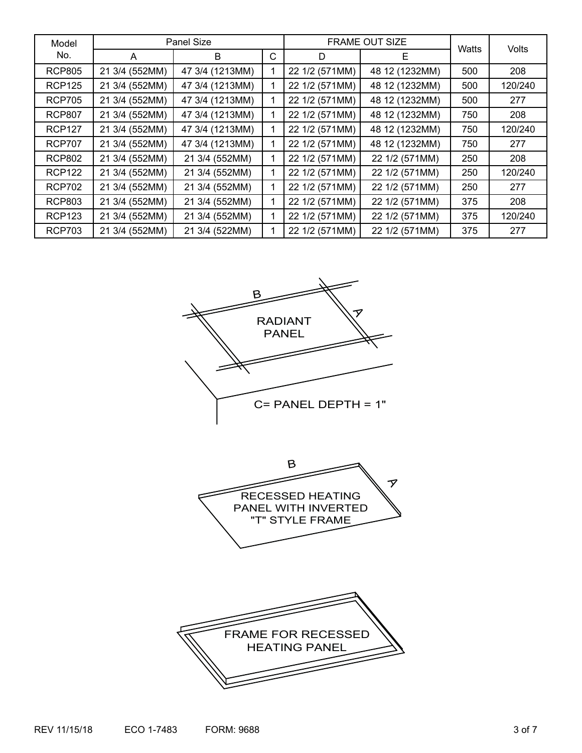| Model No. | Panel Size | | | FRAME OUT SIZE | | Watts | Volts |
|---|---|---|---|---|---|---|---|
| | A | B | C | D | E | | |
| RCP805 | 21 3/4 (552MM) | 47 3/4 (1213MM) | 1 | 22 1/2 (571MM) | 48 12 (1232MM) | 500 | 208 |
| RCP125 | 21 3/4 (552MM) | 47 3/4 (1213MM) | 1 | 22 1/2 (571MM) | 48 12 (1232MM) | 500 | 120/240 |
| RCP705 | 21 3/4 (552MM) | 47 3/4 (1213MM) | 1 | 22 1/2 (571MM) | 48 12 (1232MM) | 500 | 277 |
| RCP807 | 21 3/4 (552MM) | 47 3/4 (1213MM) | 1 | 22 1/2 (571MM) | 48 12 (1232MM) | 750 | 208 |
| RCP127 | 21 3/4 (552MM) | 47 3/4 (1213MM) | 1 | 22 1/2 (571MM) | 48 12 (1232MM) | 750 | 120/240 |
| RCP707 | 21 3/4 (552MM) | 47 3/4 (1213MM) | 1 | 22 1/2 (571MM) | 48 12 (1232MM) | 750 | 277 |
| RCP802 | 21 3/4 (552MM) | 21 3/4 (552MM) | 1 | 22 1/2 (571MM) | 22 1/2 (571MM) | 250 | 208 |
| RCP122 | 21 3/4 (552MM) | 21 3/4 (552MM) | 1 | 22 1/2 (571MM) | 22 1/2 (571MM) | 250 | 120/240 |
| RCP702 | 21 3/4 (552MM) | 21 3/4 (552MM) | 1 | 22 1/2 (571MM) | 22 1/2 (571MM) | 250 | 277 |
| RCP803 | 21 3/4 (552MM) | 21 3/4 (552MM) | 1 | 22 1/2 (571MM) | 22 1/2 (571MM) | 375 | 208 |
| RCP123 | 21 3/4 (552MM) | 21 3/4 (552MM) | 1 | 22 1/2 (571MM) | 22 1/2 (571MM) | 375 | 120/240 |
| RCP703 | 21 3/4 (552MM) | 21 3/4 (522MM) | 1 | 22 1/2 (571MM) | 22 1/2 (571MM) | 375 | 277 |

B

A

RADIANT PANEL

C= PANEL DEPTH = 1"

B

A

RECESSED HEATING PANEL WITH INVERTED "T" STYLE FRAME

FRAME FOR RECESSED HEATING PANEL

REV 11/15/18 ECO 1-7483 FORM: 9688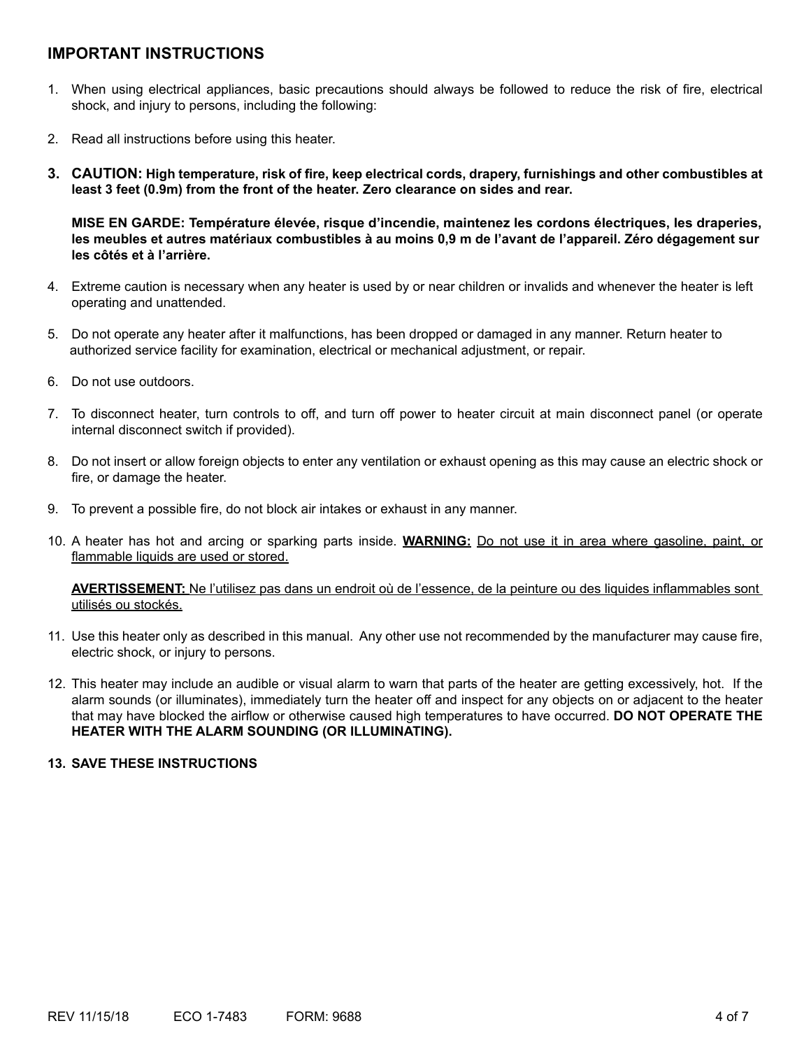## IMPORTANT INSTRUCTIONS

1. When using electrical appliances, basic precautions should always be followed to reduce the risk of fire, electrical shock, and injury to persons, including the following:

2. Read all instructions before using this heater.

3. **CAUTION: High temperature, risk of fire, keep electrical cords, drapery, furnishings and other combustibles at least 3 feet (0.9m) from the front of the heater. Zero clearance on sides and rear.**

   **MISE EN GARDE: Température élevée, risque d'incendie, maintenez les cordons électriques, les draperies, les meubles et autres matériaux combustibles à au moins 0,9 m de l'avant de l'appareil. Zéro dégagement sur les côtés et à l'arrière.**

4. Extreme caution is necessary when any heater is used by or near children or invalids and whenever the heater is left operating and unattended.

5. Do not operate any heater after it malfunctions, has been dropped or damaged in any manner. Return heater to authorized service facility for examination, electrical or mechanical adjustment, or repair.

6. Do not use outdoors.

7. To disconnect heater, turn controls to off, and turn off power to heater circuit at main disconnect panel (or operate internal disconnect switch if provided).

8. Do not insert or allow foreign objects to enter any ventilation or exhaust opening as this may cause an electric shock or fire, or damage the heater.

9. To prevent a possible fire, do not block air intakes or exhaust in any manner.

10. A heater has hot and arcing or sparking parts inside. <u>**WARNING:**</u> <u>Do not use it in area where gasoline, paint, or flammable liquids are used or stored.</u>

    <u>**AVERTISSEMENT:** Ne l'utilisez pas dans un endroit où de l'essence, de la peinture ou des liquides inflammables sont utilisés ou stockés.</u>

11. Use this heater only as described in this manual. Any other use not recommended by the manufacturer may cause fire, electric shock, or injury to persons.

12. This heater may include an audible or visual alarm to warn that parts of the heater are getting excessively, hot. If the alarm sounds (or illuminates), immediately turn the heater off and inspect for any objects on or adjacent to the heater that may have blocked the airflow or otherwise caused high temperatures to have occurred. **DO NOT OPERATE THE HEATER WITH THE ALARM SOUNDING (OR ILLUMINATING).**

13. **SAVE THESE INSTRUCTIONS**

REV 11/15/18 ECO 1-7483 FORM: 9688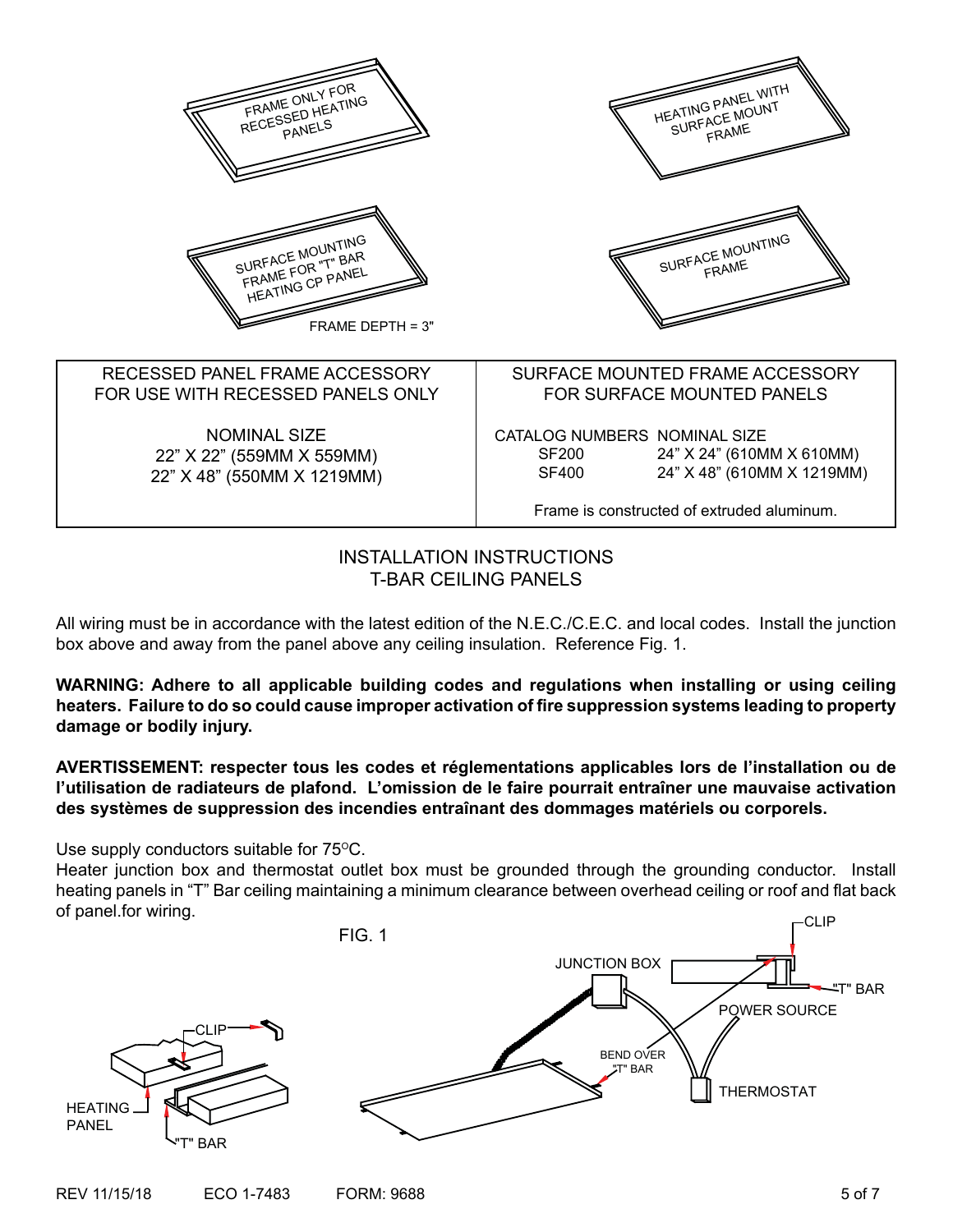FRAME ONLY FOR RECESSED HEATING PANELS

HEATING PANEL WITH SURFACE MOUNT FRAME

SURFACE MOUNTING FRAME FOR "T" BAR HEATING CP PANEL

FRAME DEPTH = 3"

SURFACE MOUNTING FRAME

| RECESSED PANEL FRAME ACCESSORY FOR USE WITH RECESSED PANELS ONLY | SURFACE MOUNTED FRAME ACCESSORY FOR SURFACE MOUNTED PANELS | |
|---|---|---|
| NOMINAL SIZE | CATALOG NUMBERS | NOMINAL SIZE |
| 22" X 22" (559MM X 559MM) | SF200 | 24" X 24" (610MM X 610MM) |
| 22" X 48" (550MM X 1219MM) | SF400 | 24" X 48" (610MM X 1219MM) |
| | Frame is constructed of extruded aluminum. | |

## INSTALLATION INSTRUCTIONS
## T-BAR CEILING PANELS

All wiring must be in accordance with the latest edition of the N.E.C./C.E.C. and local codes. Install the junction box above and away from the panel above any ceiling insulation. Reference Fig. 1.

**WARNING: Adhere to all applicable building codes and regulations when installing or using ceiling heaters. Failure to do so could cause improper activation of fire suppression systems leading to property damage or bodily injury.**

**AVERTISSEMENT: respecter tous les codes et réglementations applicables lors de l'installation ou de l'utilisation de radiateurs de plafond. L'omission de le faire pourrait entraîner une mauvaise activation des systèmes de suppression des incendies entraînant des dommages matériels ou corporels.**

Use supply conductors suitable for 75°C.

Heater junction box and thermostat outlet box must be grounded through the grounding conductor. Install heating panels in "T" Bar ceiling maintaining a minimum clearance between overhead ceiling or roof and flat back of panel.for wiring.

FIG. 1

CLIP, HEATING PANEL, "T" BAR, JUNCTION BOX, CLIP, "T" BAR, POWER SOURCE, BEND OVER "T" BAR, THERMOSTAT

REV 11/15/18 ECO 1-7483 FORM: 9688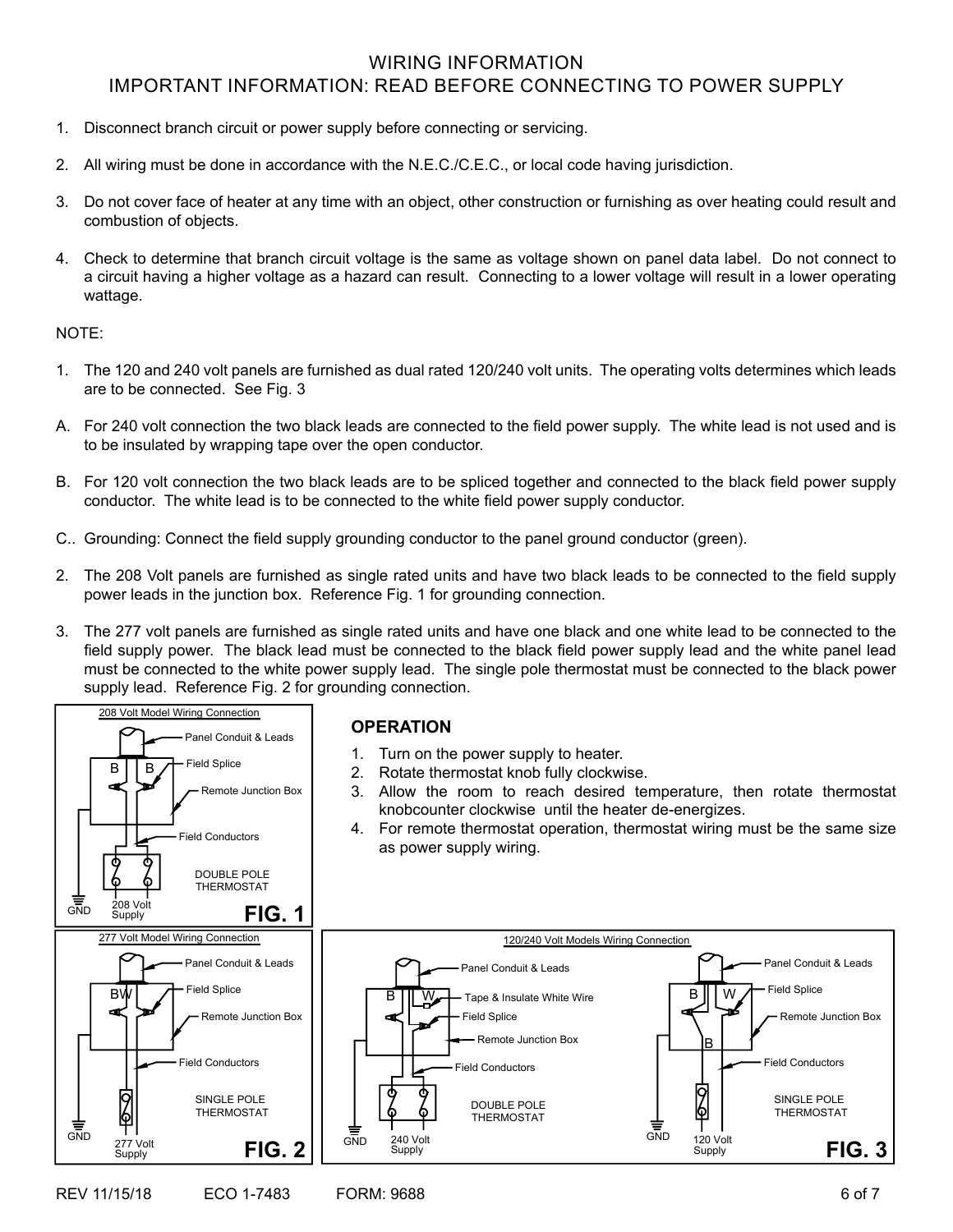# WIRING INFORMATION
## IMPORTANT INFORMATION: READ BEFORE CONNECTING TO POWER SUPPLY

1. Disconnect branch circuit or power supply before connecting or servicing.
2. All wiring must be done in accordance with the N.E.C./C.E.C., or local code having jurisdiction.
3. Do not cover face of heater at any time with an object, other construction or furnishing as over heating could result and combustion of objects.
4. Check to determine that branch circuit voltage is the same as voltage shown on panel data label. Do not connect to a circuit having a higher voltage as a hazard can result. Connecting to a lower voltage will result in a lower operating wattage.

NOTE:

1. The 120 and 240 volt panels are furnished as dual rated 120/240 volt units. The operating volts determines which leads are to be connected. See Fig. 3

A. For 240 volt connection the two black leads are connected to the field power supply. The white lead is not used and is to be insulated by wrapping tape over the open conductor.

B. For 120 volt connection the two black leads are to be spliced together and connected to the black field power supply conductor. The white lead is to be connected to the white field power supply conductor.

C.. Grounding: Connect the field supply grounding conductor to the panel ground conductor (green).

2. The 208 Volt panels are furnished as single rated units and have two black leads to be connected to the field supply power leads in the junction box. Reference Fig. 1 for grounding connection.

3. The 277 volt panels are furnished as single rated units and have one black and one white lead to be connected to the field supply power. The black lead must be connected to the black field power supply lead and the white panel lead must be connected to the white power supply lead. The single pole thermostat must be connected to the black power supply lead. Reference Fig. 2 for grounding connection.

208 Volt Model Wiring Connection

Panel Conduit & Leads, B, B, Field Splice, Remote Junction Box, Field Conductors, DOUBLE POLE THERMOSTAT, GND, 208 Volt Supply

**FIG. 1**

### OPERATION

1. Turn on the power supply to heater.
2. Rotate thermostat knob fully clockwise.
3. Allow the room to reach desired temperature, then rotate thermostat knobcounter clockwise until the heater de-energizes.
4. For remote thermostat operation, thermostat wiring must be the same size as power supply wiring.

277 Volt Model Wiring Connection

Panel Conduit & Leads, BW, Field Splice, Remote Junction Box, Field Conductors, SINGLE POLE THERMOSTAT, GND, 277 Volt Supply

**FIG. 2**

120/240 Volt Models Wiring Connection

Panel Conduit & Leads, B, W, Tape & Insulate White Wire, Field Splice, Remote Junction Box, Field Conductors, DOUBLE POLE THERMOSTAT, GND, 240 Volt Supply

Panel Conduit & Leads, B, W, Field Splice, Remote Junction Box, B, Field Conductors, SINGLE POLE THERMOSTAT, GND, 120 Volt Supply

**FIG. 3**

REV 11/15/18 ECO 1-7483 FORM: 9688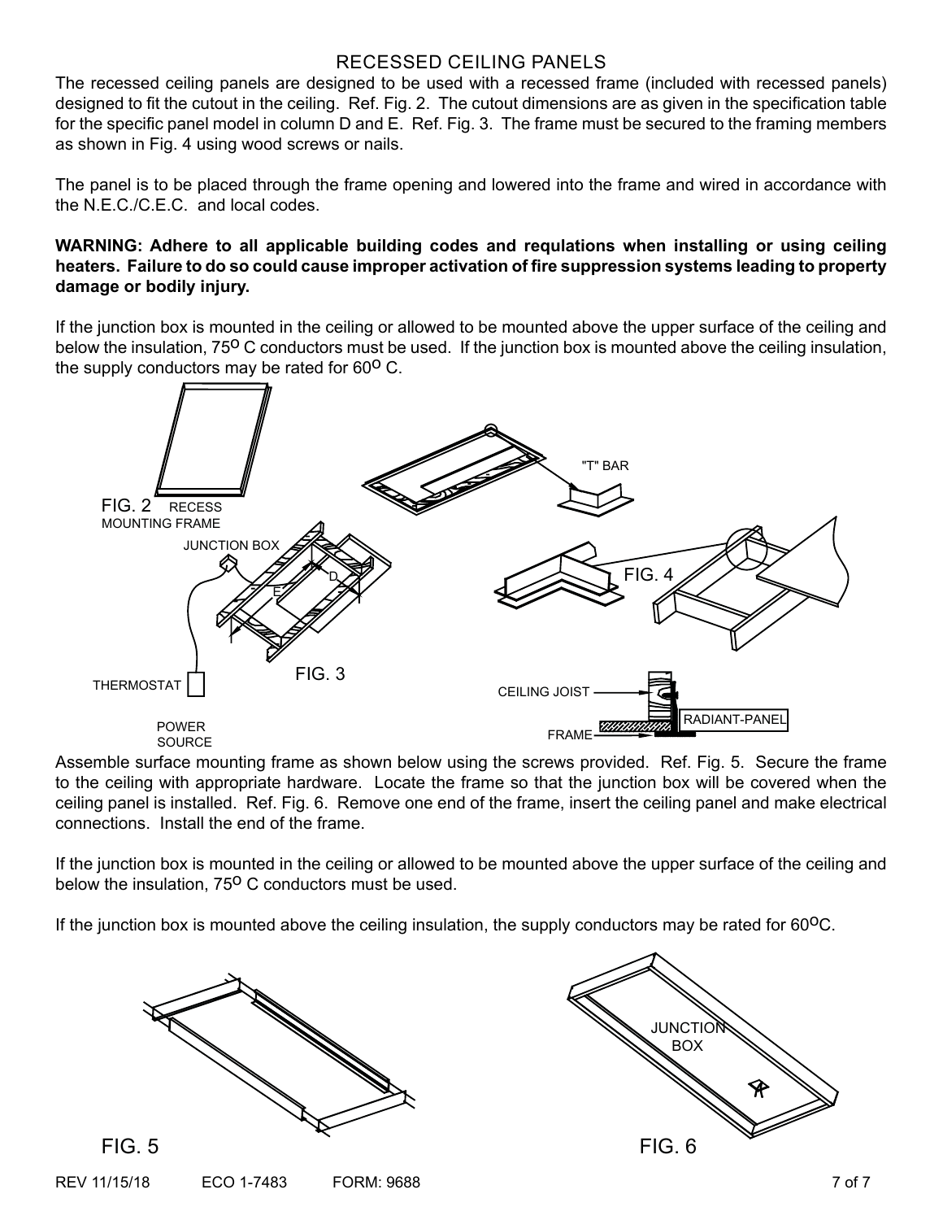## RECESSED CEILING PANELS

The recessed ceiling panels are designed to be used with a recessed frame (included with recessed panels) designed to fit the cutout in the ceiling. Ref. Fig. 2. The cutout dimensions are as given in the specification table for the specific panel model in column D and E. Ref. Fig. 3. The frame must be secured to the framing members as shown in Fig. 4 using wood screws or nails.

The panel is to be placed through the frame opening and lowered into the frame and wired in accordance with the N.E.C./C.E.C. and local codes.

**WARNING: Adhere to all applicable building codes and requlations when installing or using ceiling heaters. Failure to do so could cause improper activation of fire suppression systems leading to property damage or bodily injury.**

If the junction box is mounted in the ceiling or allowed to be mounted above the upper surface of the ceiling and below the insulation, 75$^{o}$ C conductors must be used. If the junction box is mounted above the ceiling insulation, the supply conductors may be rated for 60$^{o}$ C.

FIG. 2 RECESS MOUNTING FRAME

"T" BAR

JUNCTION BOX

E

D

FIG. 4

FIG. 3

THERMOSTAT

POWER SOURCE

CEILING JOIST

RADIANT-PANEL

FRAME

Assemble surface mounting frame as shown below using the screws provided. Ref. Fig. 5. Secure the frame to the ceiling with appropriate hardware. Locate the frame so that the junction box will be covered when the ceiling panel is installed. Ref. Fig. 6. Remove one end of the frame, insert the ceiling panel and make electrical connections. Install the end of the frame.

If the junction box is mounted in the ceiling or allowed to be mounted above the upper surface of the ceiling and below the insulation, 75$^{o}$ C conductors must be used.

If the junction box is mounted above the ceiling insulation, the supply conductors may be rated for 60$^{o}$C.

FIG. 5

JUNCTION BOX

FIG. 6

REV 11/15/18 ECO 1-7483 FORM: 9688